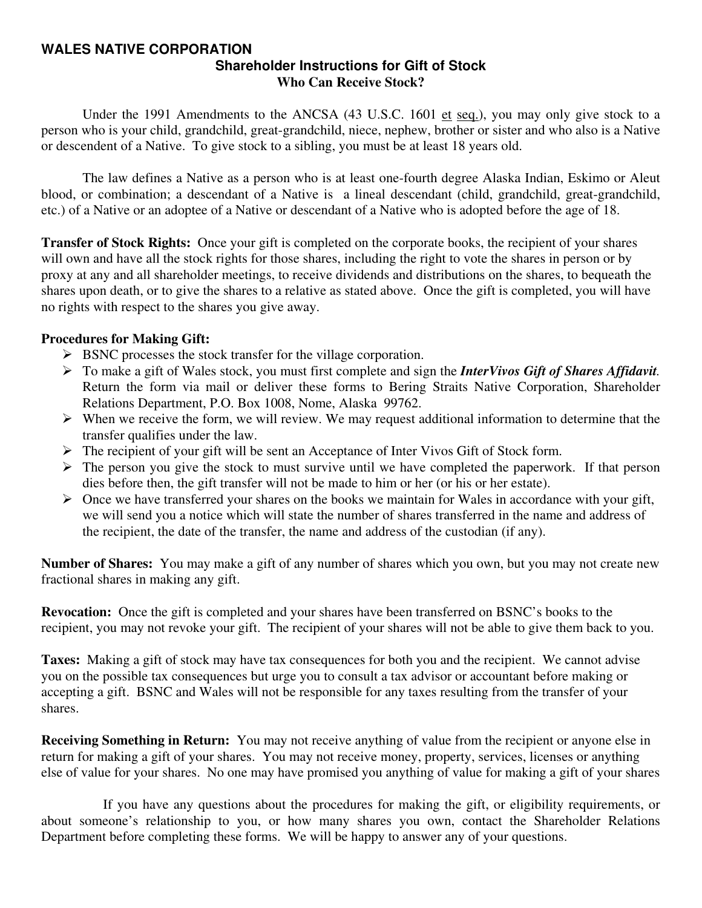# WALES NATIVE CORPORATION

## Shareholder Instructions for Gift of Stock

### Who Can Receive Stock?

Under the 1991 Amendments to the ANCSA (43 U.S.C. 1601 et seq.), you may only give stock to a person who is your child, grandchild, great-grandchild, niece, nephew, brother or sister and who also is a Native or descendent of a Native. To give stock to a sibling, you must be at least 18 years old.

The law defines a Native as a person who is at least one-fourth degree Alaska Indian, Eskimo or Aleut blood, or combination; a descendant of a Native is a lineal descendant (child, grandchild, great-grandchild, etc.) of a Native or an adoptee of a Native or descendant of a Native who is adopted before the age of 18.

**Transfer of Stock Rights:** Once your gift is completed on the corporate books, the recipient of your shares will own and have all the stock rights for those shares, including the right to vote the shares in person or by proxy at any and all shareholder meetings, to receive dividends and distributions on the shares, to bequeath the shares upon death, or to give the shares to a relative as stated above. Once the gift is completed, you will have no rights with respect to the shares you give away.

**Procedures for Making Gift:**

- BSNC processes the stock transfer for the village corporation.
- To make a gift of Wales stock, you must first complete and sign the ***InterVivos Gift of Shares Affidavit***. Return the form via mail or deliver these forms to Bering Straits Native Corporation, Shareholder Relations Department, P.O. Box 1008, Nome, Alaska 99762.
- When we receive the form, we will review. We may request additional information to determine that the transfer qualifies under the law.
- The recipient of your gift will be sent an Acceptance of Inter Vivos Gift of Stock form.
- The person you give the stock to must survive until we have completed the paperwork. If that person dies before then, the gift transfer will not be made to him or her (or his or her estate).
- Once we have transferred your shares on the books we maintain for Wales in accordance with your gift, we will send you a notice which will state the number of shares transferred in the name and address of the recipient, the date of the transfer, the name and address of the custodian (if any).

**Number of Shares:** You may make a gift of any number of shares which you own, but you may not create new fractional shares in making any gift.

**Revocation:** Once the gift is completed and your shares have been transferred on BSNC's books to the recipient, you may not revoke your gift. The recipient of your shares will not be able to give them back to you.

**Taxes:** Making a gift of stock may have tax consequences for both you and the recipient. We cannot advise you on the possible tax consequences but urge you to consult a tax advisor or accountant before making or accepting a gift. BSNC and Wales will not be responsible for any taxes resulting from the transfer of your shares.

**Receiving Something in Return:** You may not receive anything of value from the recipient or anyone else in return for making a gift of your shares. You may not receive money, property, services, licenses or anything else of value for your shares. No one may have promised you anything of value for making a gift of your shares

If you have any questions about the procedures for making the gift, or eligibility requirements, or about someone's relationship to you, or how many shares you own, contact the Shareholder Relations Department before completing these forms. We will be happy to answer any of your questions.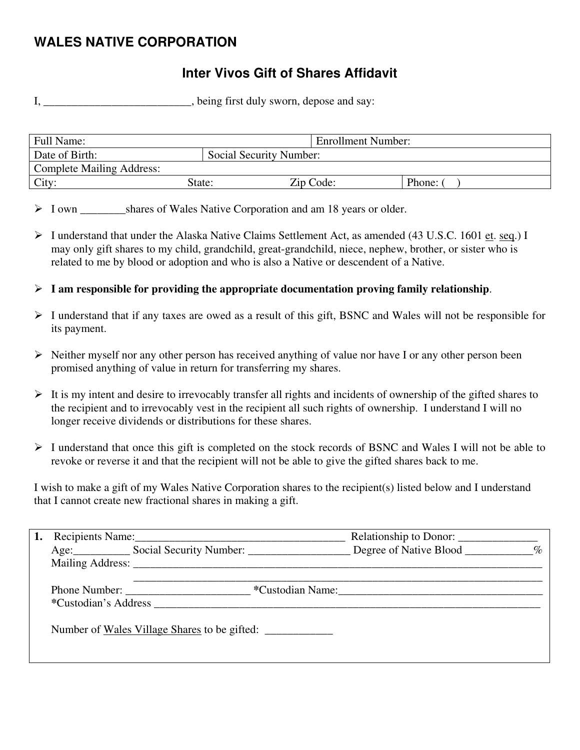## WALES NATIVE CORPORATION

### Inter Vivos Gift of Shares Affidavit

I, __________________________, being first duly sworn, depose and say:

| Full Name: | | | Enrollment Number: |
|---|---|---|---|
| Date of Birth: | Social Security Number: | | |
| Complete Mailing Address: | | | |
| City: State: | | Zip Code: | Phone: (  ) |

- I own ________shares of Wales Native Corporation and am 18 years or older.
- I understand that under the Alaska Native Claims Settlement Act, as amended (43 U.S.C. 1601 et. seq.) I may only gift shares to my child, grandchild, great-grandchild, niece, nephew, brother, or sister who is related to me by blood or adoption and who is also a Native or descendent of a Native.
- **I am responsible for providing the appropriate documentation proving family relationship**.
- I understand that if any taxes are owed as a result of this gift, BSNC and Wales will not be responsible for its payment.
- Neither myself nor any other person has received anything of value nor have I or any other person been promised anything of value in return for transferring my shares.
- It is my intent and desire to irrevocably transfer all rights and incidents of ownership of the gifted shares to the recipient and to irrevocably vest in the recipient all such rights of ownership. I understand I will no longer receive dividends or distributions for these shares.
- I understand that once this gift is completed on the stock records of BSNC and Wales I will not be able to revoke or reverse it and that the recipient will not be able to give the gifted shares back to me.

I wish to make a gift of my Wales Native Corporation shares to the recipient(s) listed below and I understand that I cannot create new fractional shares in making a gift.

**1.** Recipients Name:______________________________________ Relationship to Donor: ______________
Age:__________ Social Security Number: __________________ Degree of Native Blood ____________%
Mailing Address: ______________________________________________________________________________
______________________________________________________________________________
Phone Number: ______________________ *Custodian Name:_____________________________________
*Custodian's Address ___________________________________________________________________________

Number of Wales Village Shares to be gifted: ____________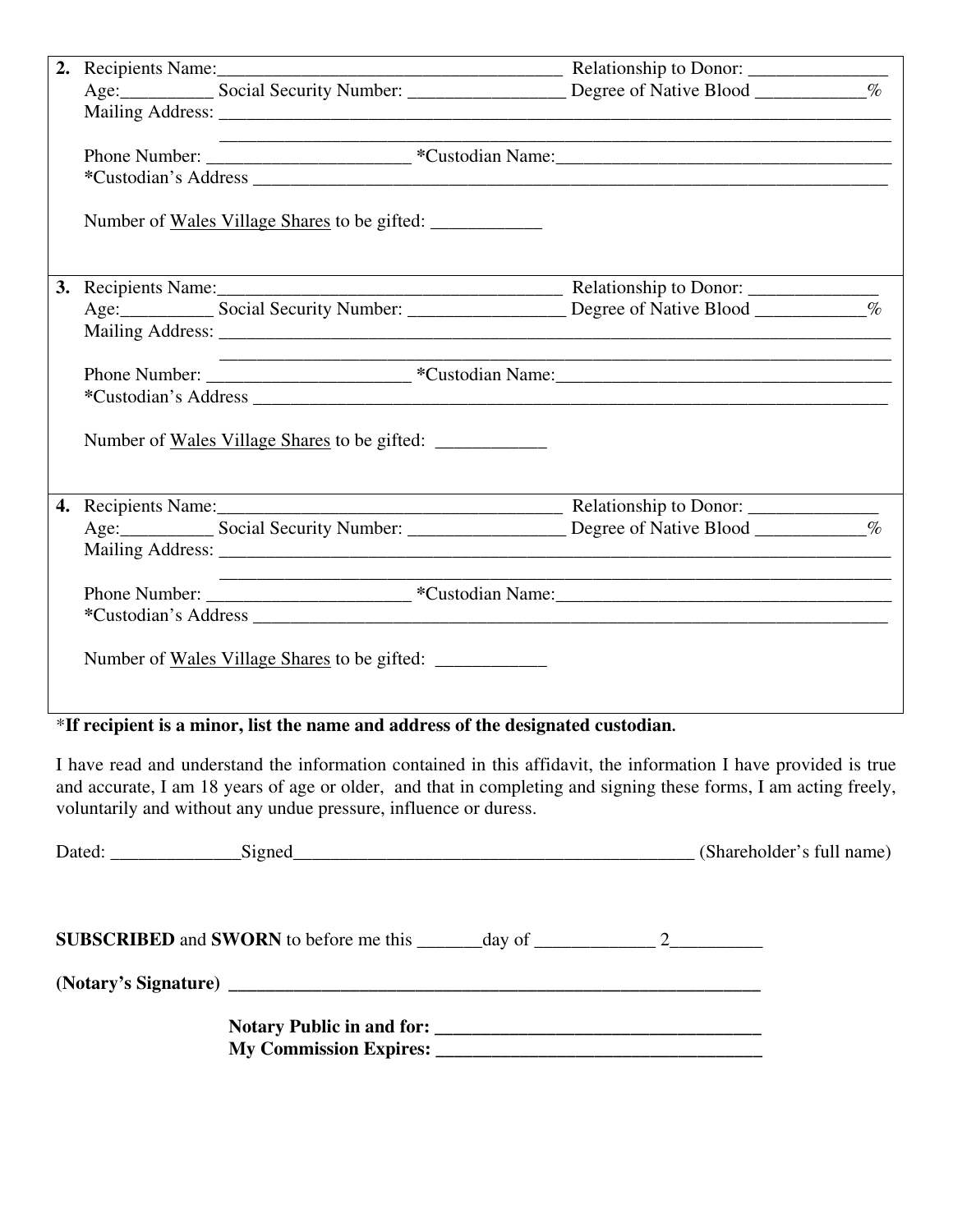2. Recipients Name:_____________________________________ Relationship to Donor: _______________
   Age:__________ Social Security Number: _________________ Degree of Native Blood ____________%
   Mailing Address: ____________________________________________________________________________
   ____________________________________________________________________________
   Phone Number: ______________________ *Custodian Name:_____________________________________
   *Custodian's Address ____________________________________________________________________

   Number of Wales Village Shares to be gifted: ____________

3. Recipients Name:_____________________________________ Relationship to Donor: ______________
   Age:__________ Social Security Number: _________________ Degree of Native Blood ____________%
   Mailing Address: ____________________________________________________________________________
   ____________________________________________________________________________
   Phone Number: ______________________ *Custodian Name:_____________________________________
   *Custodian's Address ____________________________________________________________________

   Number of Wales Village Shares to be gifted: ____________

4. Recipients Name:_____________________________________ Relationship to Donor: ______________
   Age:__________ Social Security Number: _________________ Degree of Native Blood ____________%
   Mailing Address: ____________________________________________________________________________
   ____________________________________________________________________________
   Phone Number: ______________________ *Custodian Name:_____________________________________
   *Custodian's Address ____________________________________________________________________

   Number of Wales Village Shares to be gifted: ____________

***If recipient is a minor, list the name and address of the designated custodian.**

I have read and understand the information contained in this affidavit, the information I have provided is true and accurate, I am 18 years of age or older, and that in completing and signing these forms, I am acting freely, voluntarily and without any undue pressure, influence or duress.

Dated: ______________Signed_____________________________________________ (Shareholder's full name)

**SUBSCRIBED** and **SWORN** to before me this _______day of _____________ 2__________

**(Notary's Signature)** ____________________________________________________________

**Notary Public in and for:** ___________________________________
**My Commission Expires:** ___________________________________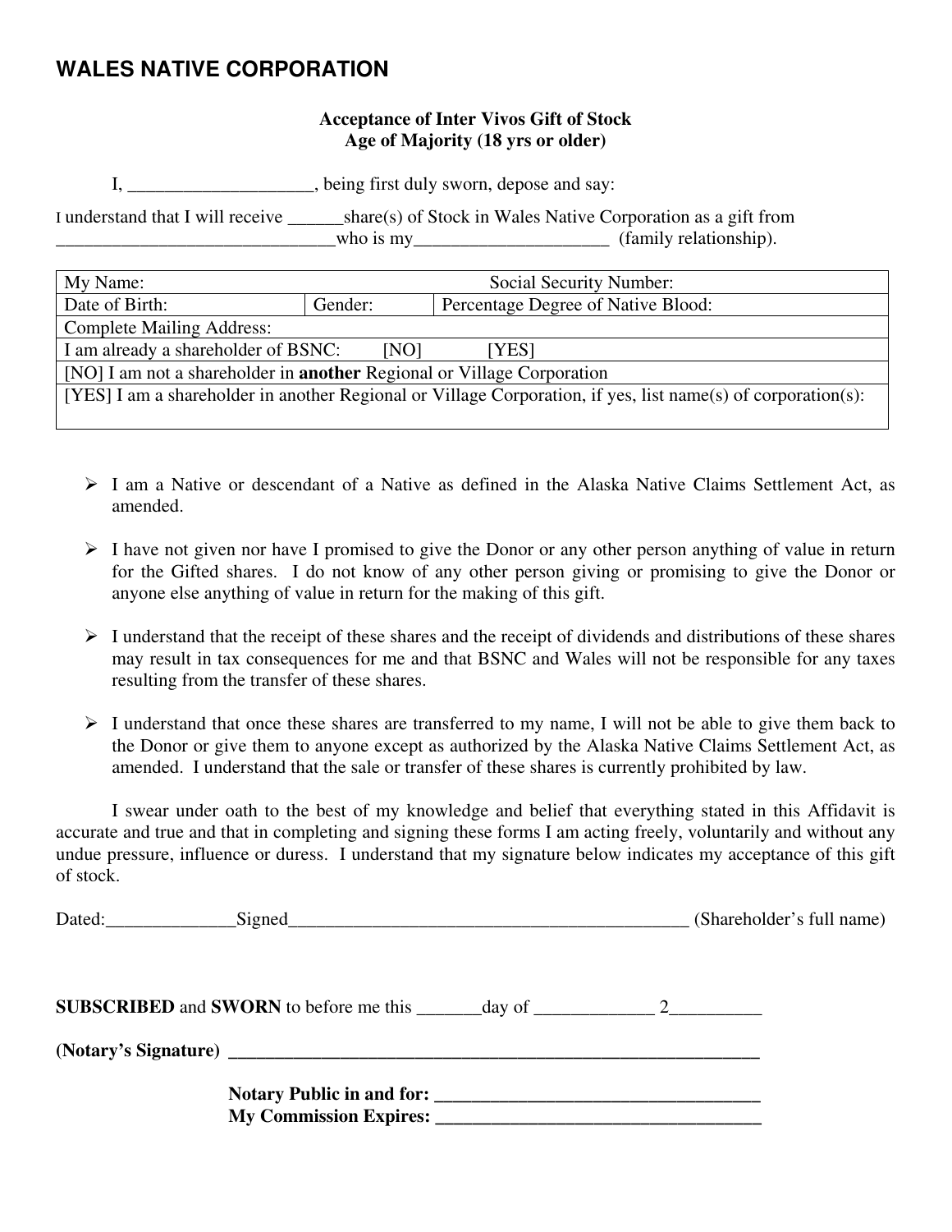# WALES NATIVE CORPORATION

**Acceptance of Inter Vivos Gift of Stock**
**Age of Majority (18 yrs or older)**

I, ____________________, being first duly sworn, depose and say:

I understand that I will receive ______share(s) of Stock in Wales Native Corporation as a gift from ______________________________who is my_____________________ (family relationship).

| My Name: | | Social Security Number: |
|---|---|---|
| Date of Birth: | Gender: | Percentage Degree of Native Blood: |
| Complete Mailing Address: | | |
| I am already a shareholder of BSNC: [NO] [YES] | | |
| [NO] I am not a shareholder in **another** Regional or Village Corporation | | |
| [YES] I am a shareholder in another Regional or Village Corporation, if yes, list name(s) of corporation(s): | | |

- I am a Native or descendant of a Native as defined in the Alaska Native Claims Settlement Act, as amended.
- I have not given nor have I promised to give the Donor or any other person anything of value in return for the Gifted shares. I do not know of any other person giving or promising to give the Donor or anyone else anything of value in return for the making of this gift.
- I understand that the receipt of these shares and the receipt of dividends and distributions of these shares may result in tax consequences for me and that BSNC and Wales will not be responsible for any taxes resulting from the transfer of these shares.
- I understand that once these shares are transferred to my name, I will not be able to give them back to the Donor or give them to anyone except as authorized by the Alaska Native Claims Settlement Act, as amended. I understand that the sale or transfer of these shares is currently prohibited by law.

I swear under oath to the best of my knowledge and belief that everything stated in this Affidavit is accurate and true and that in completing and signing these forms I am acting freely, voluntarily and without any undue pressure, influence or duress. I understand that my signature below indicates my acceptance of this gift of stock.

Dated:______________Signed____________________________________________ (Shareholder's full name)

**SUBSCRIBED** and **SWORN** to before me this _______day of _____________ 2__________

**(Notary's Signature)** ___________________________________________________________

**Notary Public in and for:** ___________________________________
**My Commission Expires:** ___________________________________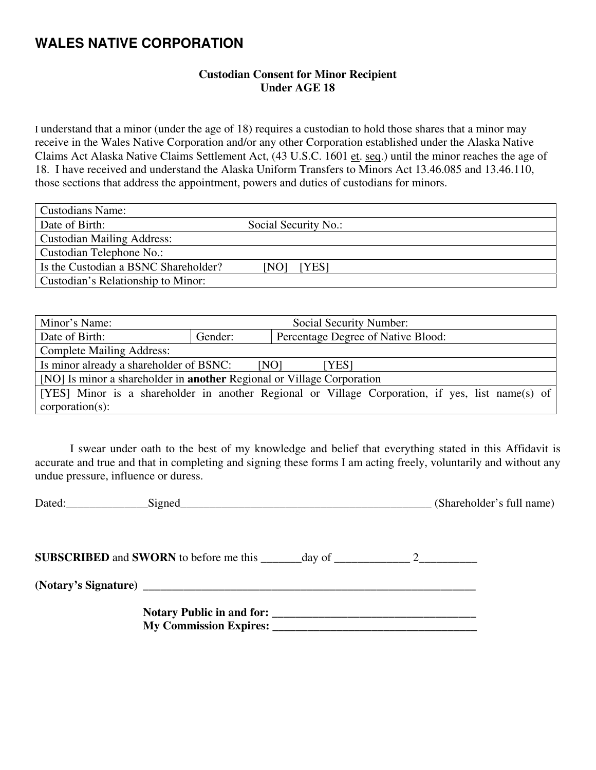# WALES NATIVE CORPORATION

**Custodian Consent for Minor Recipient Under AGE 18**

I understand that a minor (under the age of 18) requires a custodian to hold those shares that a minor may receive in the Wales Native Corporation and/or any other Corporation established under the Alaska Native Claims Act Alaska Native Claims Settlement Act, (43 U.S.C. 1601 et. seq.) until the minor reaches the age of 18. I have received and understand the Alaska Uniform Transfers to Minors Act 13.46.085 and 13.46.110, those sections that address the appointment, powers and duties of custodians for minors.

| | |
|---|---|
| Custodians Name: | |
| Date of Birth: | Social Security No.: |
| Custodian Mailing Address: | |
| Custodian Telephone No.: | |
| Is the Custodian a BSNC Shareholder? | [NO] [YES] |
| Custodian's Relationship to Minor: | |

| | | |
|---|---|---|
| Minor's Name: | | Social Security Number: |
| Date of Birth: | Gender: | Percentage Degree of Native Blood: |
| Complete Mailing Address: | | |
| Is minor already a shareholder of BSNC: [NO] [YES] | | |
| [NO] Is minor a shareholder in **another** Regional or Village Corporation | | |
| [YES] Minor is a shareholder in another Regional or Village Corporation, if yes, list name(s) of corporation(s): | | |

I swear under oath to the best of my knowledge and belief that everything stated in this Affidavit is accurate and true and that in completing and signing these forms I am acting freely, voluntarily and without any undue pressure, influence or duress.

Dated:______________Signed_____________________________________________ (Shareholder's full name)

**SUBSCRIBED** and **SWORN** to before me this _______day of _____________ 2__________

**(Notary's Signature)** ____________________________________________________________

**Notary Public in and for:** ___________________________________

**My Commission Expires:** ___________________________________